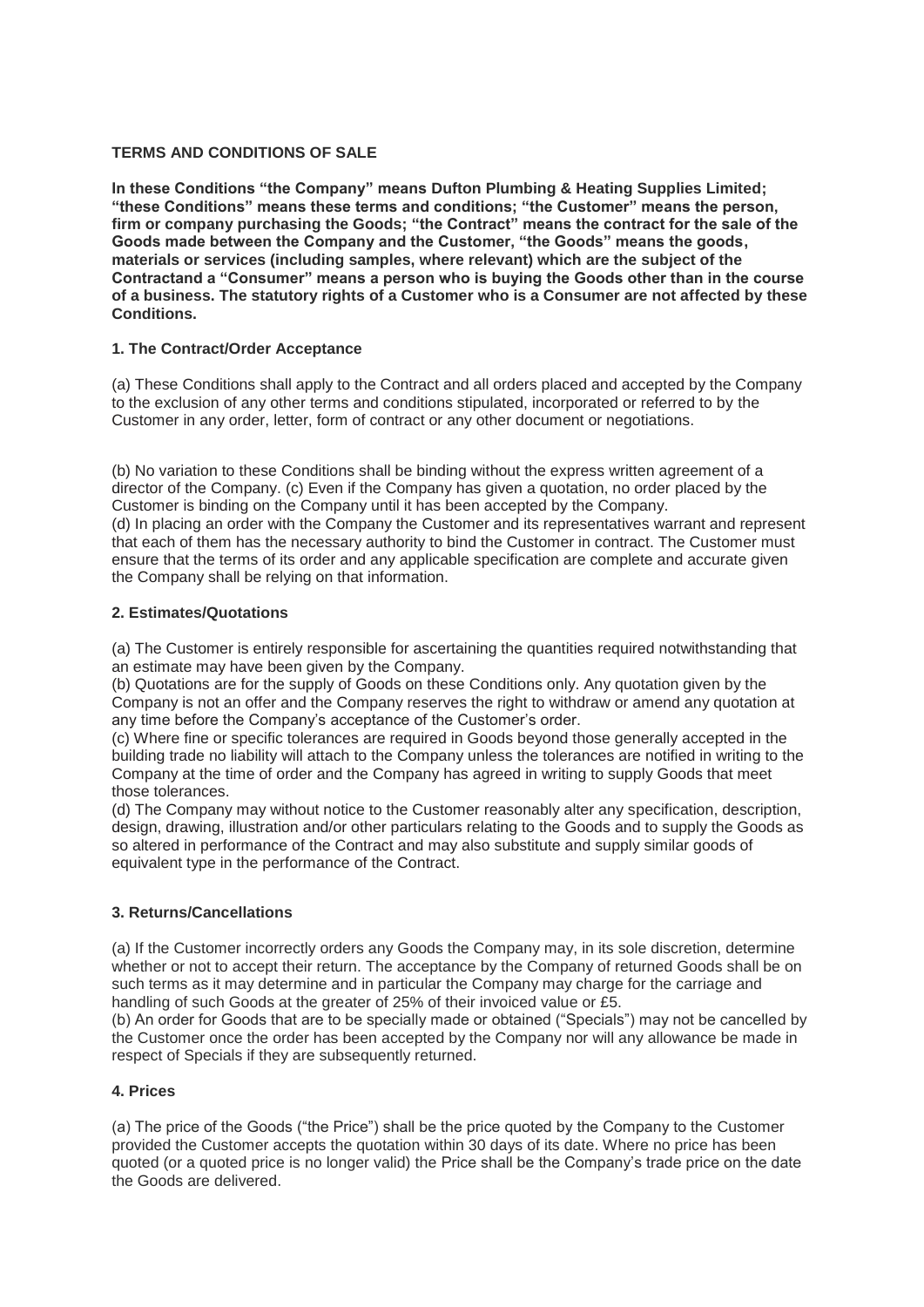**TERMS AND CONDITIONS OF SALE**

**In these Conditions "the Company" means Dufton Plumbing & Heating Supplies Limited; "these Conditions" means these terms and conditions; "the Customer" means the person, firm or company purchasing the Goods; "the Contract" means the contract for the sale of the Goods made between the Company and the Customer, "the Goods" means the goods, materials or services (including samples, where relevant) which are the subject of the Contractand a "Consumer" means a person who is buying the Goods other than in the course of a business. The statutory rights of a Customer who is a Consumer are not affected by these Conditions.**

**1. The Contract/Order Acceptance**

(a) These Conditions shall apply to the Contract and all orders placed and accepted by the Company to the exclusion of any other terms and conditions stipulated, incorporated or referred to by the Customer in any order, letter, form of contract or any other document or negotiations.

(b) No variation to these Conditions shall be binding without the express written agreement of a director of the Company. (c) Even if the Company has given a quotation, no order placed by the Customer is binding on the Company until it has been accepted by the Company.

(d) In placing an order with the Company the Customer and its representatives warrant and represent that each of them has the necessary authority to bind the Customer in contract. The Customer must ensure that the terms of its order and any applicable specification are complete and accurate given the Company shall be relying on that information.

**2. Estimates/Quotations**

(a) The Customer is entirely responsible for ascertaining the quantities required notwithstanding that an estimate may have been given by the Company.

(b) Quotations are for the supply of Goods on these Conditions only. Any quotation given by the Company is not an offer and the Company reserves the right to withdraw or amend any quotation at any time before the Company's acceptance of the Customer's order.

(c) Where fine or specific tolerances are required in Goods beyond those generally accepted in the building trade no liability will attach to the Company unless the tolerances are notified in writing to the Company at the time of order and the Company has agreed in writing to supply Goods that meet those tolerances.

(d) The Company may without notice to the Customer reasonably alter any specification, description, design, drawing, illustration and/or other particulars relating to the Goods and to supply the Goods as so altered in performance of the Contract and may also substitute and supply similar goods of equivalent type in the performance of the Contract.

**3. Returns/Cancellations**

(a) If the Customer incorrectly orders any Goods the Company may, in its sole discretion, determine whether or not to accept their return. The acceptance by the Company of returned Goods shall be on such terms as it may determine and in particular the Company may charge for the carriage and handling of such Goods at the greater of 25% of their invoiced value or £5.

(b) An order for Goods that are to be specially made or obtained ("Specials") may not be cancelled by the Customer once the order has been accepted by the Company nor will any allowance be made in respect of Specials if they are subsequently returned.

**4. Prices**

(a) The price of the Goods ("the Price") shall be the price quoted by the Company to the Customer provided the Customer accepts the quotation within 30 days of its date. Where no price has been quoted (or a quoted price is no longer valid) the Price shall be the Company's trade price on the date the Goods are delivered.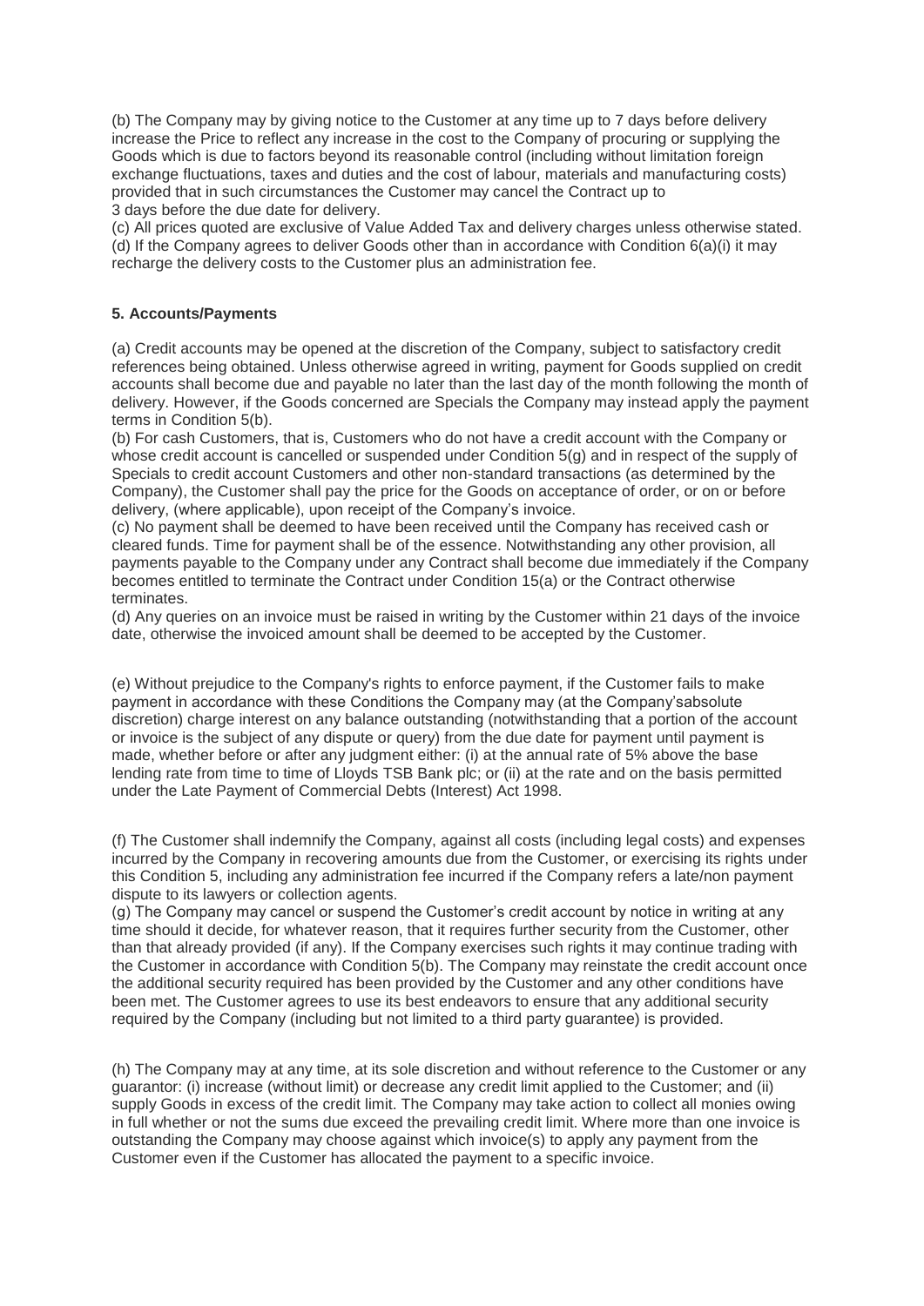(b) The Company may by giving notice to the Customer at any time up to 7 days before delivery increase the Price to reflect any increase in the cost to the Company of procuring or supplying the Goods which is due to factors beyond its reasonable control (including without limitation foreign exchange fluctuations, taxes and duties and the cost of labour, materials and manufacturing costs) provided that in such circumstances the Customer may cancel the Contract up to 3 days before the due date for delivery.

(c) All prices quoted are exclusive of Value Added Tax and delivery charges unless otherwise stated.

(d) If the Company agrees to deliver Goods other than in accordance with Condition 6(a)(i) it may recharge the delivery costs to the Customer plus an administration fee.

**5. Accounts/Payments**

(a) Credit accounts may be opened at the discretion of the Company, subject to satisfactory credit references being obtained. Unless otherwise agreed in writing, payment for Goods supplied on credit accounts shall become due and payable no later than the last day of the month following the month of delivery. However, if the Goods concerned are Specials the Company may instead apply the payment terms in Condition 5(b).

(b) For cash Customers, that is, Customers who do not have a credit account with the Company or whose credit account is cancelled or suspended under Condition 5(g) and in respect of the supply of Specials to credit account Customers and other non-standard transactions (as determined by the Company), the Customer shall pay the price for the Goods on acceptance of order, or on or before delivery, (where applicable), upon receipt of the Company's invoice.

(c) No payment shall be deemed to have been received until the Company has received cash or cleared funds. Time for payment shall be of the essence. Notwithstanding any other provision, all payments payable to the Company under any Contract shall become due immediately if the Company becomes entitled to terminate the Contract under Condition 15(a) or the Contract otherwise terminates.

(d) Any queries on an invoice must be raised in writing by the Customer within 21 days of the invoice date, otherwise the invoiced amount shall be deemed to be accepted by the Customer.

(e) Without prejudice to the Company's rights to enforce payment, if the Customer fails to make payment in accordance with these Conditions the Company may (at the Company'sabsolute discretion) charge interest on any balance outstanding (notwithstanding that a portion of the account or invoice is the subject of any dispute or query) from the due date for payment until payment is made, whether before or after any judgment either: (i) at the annual rate of 5% above the base lending rate from time to time of Lloyds TSB Bank plc; or (ii) at the rate and on the basis permitted under the Late Payment of Commercial Debts (Interest) Act 1998.

(f) The Customer shall indemnify the Company, against all costs (including legal costs) and expenses incurred by the Company in recovering amounts due from the Customer, or exercising its rights under this Condition 5, including any administration fee incurred if the Company refers a late/non payment dispute to its lawyers or collection agents.

(g) The Company may cancel or suspend the Customer's credit account by notice in writing at any time should it decide, for whatever reason, that it requires further security from the Customer, other than that already provided (if any). If the Company exercises such rights it may continue trading with the Customer in accordance with Condition 5(b). The Company may reinstate the credit account once the additional security required has been provided by the Customer and any other conditions have been met. The Customer agrees to use its best endeavors to ensure that any additional security required by the Company (including but not limited to a third party guarantee) is provided.

(h) The Company may at any time, at its sole discretion and without reference to the Customer or any guarantor: (i) increase (without limit) or decrease any credit limit applied to the Customer; and (ii) supply Goods in excess of the credit limit. The Company may take action to collect all monies owing in full whether or not the sums due exceed the prevailing credit limit. Where more than one invoice is outstanding the Company may choose against which invoice(s) to apply any payment from the Customer even if the Customer has allocated the payment to a specific invoice.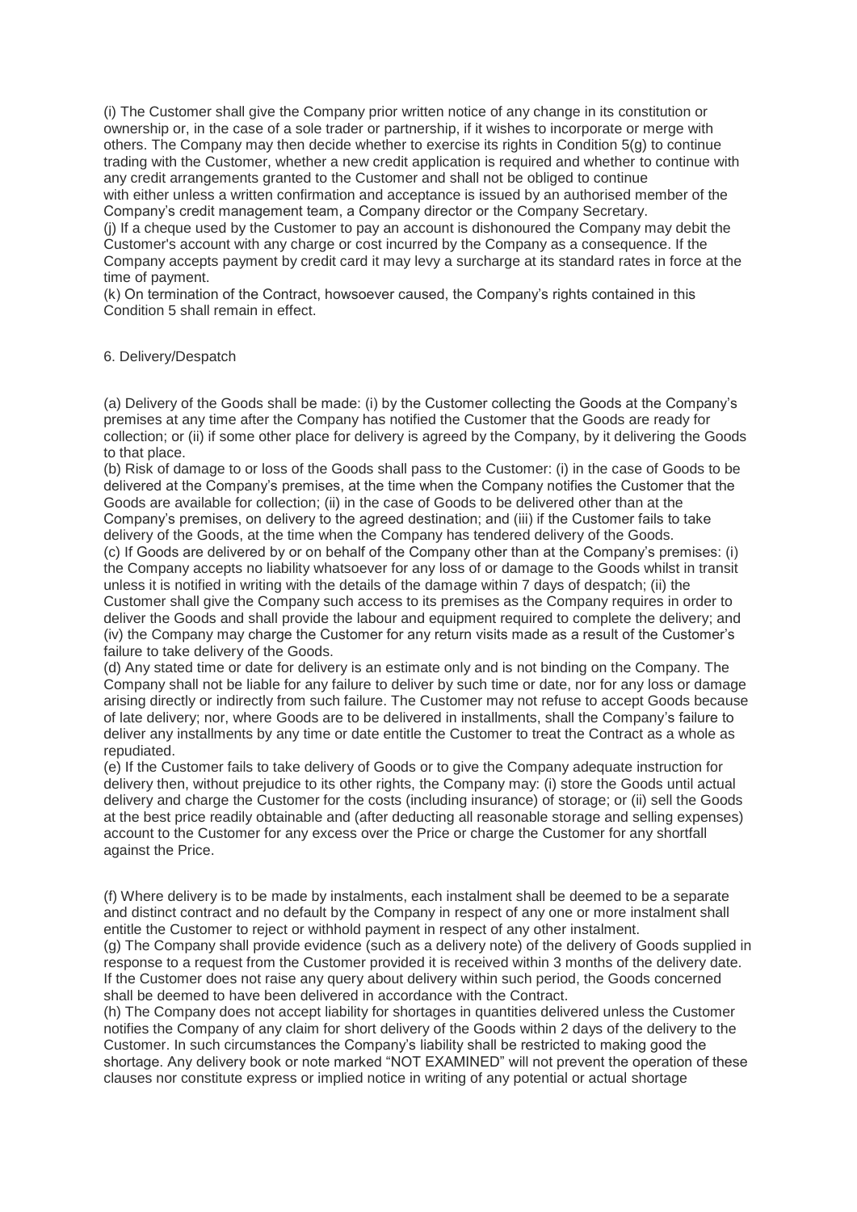(i) The Customer shall give the Company prior written notice of any change in its constitution or ownership or, in the case of a sole trader or partnership, if it wishes to incorporate or merge with others. The Company may then decide whether to exercise its rights in Condition 5(g) to continue trading with the Customer, whether a new credit application is required and whether to continue with any credit arrangements granted to the Customer and shall not be obliged to continue with either unless a written confirmation and acceptance is issued by an authorised member of the Company's credit management team, a Company director or the Company Secretary.

(j) If a cheque used by the Customer to pay an account is dishonoured the Company may debit the Customer's account with any charge or cost incurred by the Company as a consequence. If the Company accepts payment by credit card it may levy a surcharge at its standard rates in force at the time of payment.

(k) On termination of the Contract, howsoever caused, the Company's rights contained in this Condition 5 shall remain in effect.

## 6. Delivery/Despatch

(a) Delivery of the Goods shall be made: (i) by the Customer collecting the Goods at the Company's premises at any time after the Company has notified the Customer that the Goods are ready for collection; or (ii) if some other place for delivery is agreed by the Company, by it delivering the Goods to that place.

(b) Risk of damage to or loss of the Goods shall pass to the Customer: (i) in the case of Goods to be delivered at the Company's premises, at the time when the Company notifies the Customer that the Goods are available for collection; (ii) in the case of Goods to be delivered other than at the Company's premises, on delivery to the agreed destination; and (iii) if the Customer fails to take delivery of the Goods, at the time when the Company has tendered delivery of the Goods.

(c) If Goods are delivered by or on behalf of the Company other than at the Company's premises: (i) the Company accepts no liability whatsoever for any loss of or damage to the Goods whilst in transit unless it is notified in writing with the details of the damage within 7 days of despatch; (ii) the Customer shall give the Company such access to its premises as the Company requires in order to deliver the Goods and shall provide the labour and equipment required to complete the delivery; and (iv) the Company may charge the Customer for any return visits made as a result of the Customer's failure to take delivery of the Goods.

(d) Any stated time or date for delivery is an estimate only and is not binding on the Company. The Company shall not be liable for any failure to deliver by such time or date, nor for any loss or damage arising directly or indirectly from such failure. The Customer may not refuse to accept Goods because of late delivery; nor, where Goods are to be delivered in installments, shall the Company's failure to deliver any installments by any time or date entitle the Customer to treat the Contract as a whole as repudiated.

(e) If the Customer fails to take delivery of Goods or to give the Company adequate instruction for delivery then, without prejudice to its other rights, the Company may: (i) store the Goods until actual delivery and charge the Customer for the costs (including insurance) of storage; or (ii) sell the Goods at the best price readily obtainable and (after deducting all reasonable storage and selling expenses) account to the Customer for any excess over the Price or charge the Customer for any shortfall against the Price.

(f) Where delivery is to be made by instalments, each instalment shall be deemed to be a separate and distinct contract and no default by the Company in respect of any one or more instalment shall entitle the Customer to reject or withhold payment in respect of any other instalment.

(g) The Company shall provide evidence (such as a delivery note) of the delivery of Goods supplied in response to a request from the Customer provided it is received within 3 months of the delivery date. If the Customer does not raise any query about delivery within such period, the Goods concerned shall be deemed to have been delivered in accordance with the Contract.

(h) The Company does not accept liability for shortages in quantities delivered unless the Customer notifies the Company of any claim for short delivery of the Goods within 2 days of the delivery to the Customer. In such circumstances the Company's liability shall be restricted to making good the shortage. Any delivery book or note marked "NOT EXAMINED" will not prevent the operation of these clauses nor constitute express or implied notice in writing of any potential or actual shortage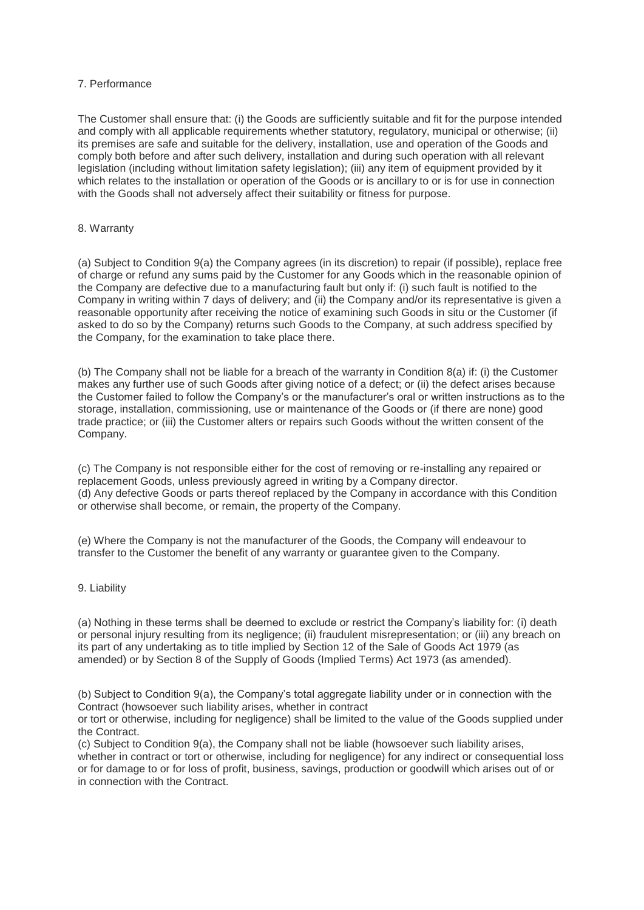## 7. Performance

The Customer shall ensure that: (i) the Goods are sufficiently suitable and fit for the purpose intended and comply with all applicable requirements whether statutory, regulatory, municipal or otherwise; (ii) its premises are safe and suitable for the delivery, installation, use and operation of the Goods and comply both before and after such delivery, installation and during such operation with all relevant legislation (including without limitation safety legislation); (iii) any item of equipment provided by it which relates to the installation or operation of the Goods or is ancillary to or is for use in connection with the Goods shall not adversely affect their suitability or fitness for purpose.

## 8. Warranty

(a) Subject to Condition 9(a) the Company agrees (in its discretion) to repair (if possible), replace free of charge or refund any sums paid by the Customer for any Goods which in the reasonable opinion of the Company are defective due to a manufacturing fault but only if: (i) such fault is notified to the Company in writing within 7 days of delivery; and (ii) the Company and/or its representative is given a reasonable opportunity after receiving the notice of examining such Goods in situ or the Customer (if asked to do so by the Company) returns such Goods to the Company, at such address specified by the Company, for the examination to take place there.

(b) The Company shall not be liable for a breach of the warranty in Condition 8(a) if: (i) the Customer makes any further use of such Goods after giving notice of a defect; or (ii) the defect arises because the Customer failed to follow the Company's or the manufacturer's oral or written instructions as to the storage, installation, commissioning, use or maintenance of the Goods or (if there are none) good trade practice; or (iii) the Customer alters or repairs such Goods without the written consent of the Company.

(c) The Company is not responsible either for the cost of removing or re-installing any repaired or replacement Goods, unless previously agreed in writing by a Company director.
(d) Any defective Goods or parts thereof replaced by the Company in accordance with this Condition or otherwise shall become, or remain, the property of the Company.

(e) Where the Company is not the manufacturer of the Goods, the Company will endeavour to transfer to the Customer the benefit of any warranty or guarantee given to the Company.

## 9. Liability

(a) Nothing in these terms shall be deemed to exclude or restrict the Company's liability for: (i) death or personal injury resulting from its negligence; (ii) fraudulent misrepresentation; or (iii) any breach on its part of any undertaking as to title implied by Section 12 of the Sale of Goods Act 1979 (as amended) or by Section 8 of the Supply of Goods (Implied Terms) Act 1973 (as amended).

(b) Subject to Condition 9(a), the Company's total aggregate liability under or in connection with the Contract (howsoever such liability arises, whether in contract or tort or otherwise, including for negligence) shall be limited to the value of the Goods supplied under the Contract.
(c) Subject to Condition 9(a), the Company shall not be liable (howsoever such liability arises, whether in contract or tort or otherwise, including for negligence) for any indirect or consequential loss or for damage to or for loss of profit, business, savings, production or goodwill which arises out of or in connection with the Contract.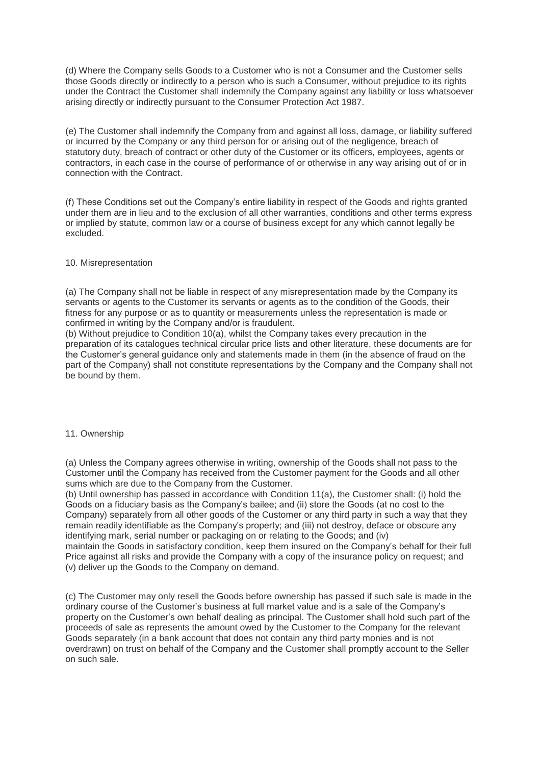(d) Where the Company sells Goods to a Customer who is not a Consumer and the Customer sells those Goods directly or indirectly to a person who is such a Consumer, without prejudice to its rights under the Contract the Customer shall indemnify the Company against any liability or loss whatsoever arising directly or indirectly pursuant to the Consumer Protection Act 1987.

(e) The Customer shall indemnify the Company from and against all loss, damage, or liability suffered or incurred by the Company or any third person for or arising out of the negligence, breach of statutory duty, breach of contract or other duty of the Customer or its officers, employees, agents or contractors, in each case in the course of performance of or otherwise in any way arising out of or in connection with the Contract.

(f) These Conditions set out the Company's entire liability in respect of the Goods and rights granted under them are in lieu and to the exclusion of all other warranties, conditions and other terms express or implied by statute, common law or a course of business except for any which cannot legally be excluded.

10. Misrepresentation

(a) The Company shall not be liable in respect of any misrepresentation made by the Company its servants or agents to the Customer its servants or agents as to the condition of the Goods, their fitness for any purpose or as to quantity or measurements unless the representation is made or confirmed in writing by the Company and/or is fraudulent.
(b) Without prejudice to Condition 10(a), whilst the Company takes every precaution in the preparation of its catalogues technical circular price lists and other literature, these documents are for the Customer's general guidance only and statements made in them (in the absence of fraud on the part of the Company) shall not constitute representations by the Company and the Company shall not be bound by them.

11. Ownership

(a) Unless the Company agrees otherwise in writing, ownership of the Goods shall not pass to the Customer until the Company has received from the Customer payment for the Goods and all other sums which are due to the Company from the Customer.
(b) Until ownership has passed in accordance with Condition 11(a), the Customer shall: (i) hold the Goods on a fiduciary basis as the Company's bailee; and (ii) store the Goods (at no cost to the Company) separately from all other goods of the Customer or any third party in such a way that they remain readily identifiable as the Company's property; and (iii) not destroy, deface or obscure any identifying mark, serial number or packaging on or relating to the Goods; and (iv) maintain the Goods in satisfactory condition, keep them insured on the Company's behalf for their full Price against all risks and provide the Company with a copy of the insurance policy on request; and (v) deliver up the Goods to the Company on demand.

(c) The Customer may only resell the Goods before ownership has passed if such sale is made in the ordinary course of the Customer's business at full market value and is a sale of the Company's property on the Customer's own behalf dealing as principal. The Customer shall hold such part of the proceeds of sale as represents the amount owed by the Customer to the Company for the relevant Goods separately (in a bank account that does not contain any third party monies and is not overdrawn) on trust on behalf of the Company and the Customer shall promptly account to the Seller on such sale.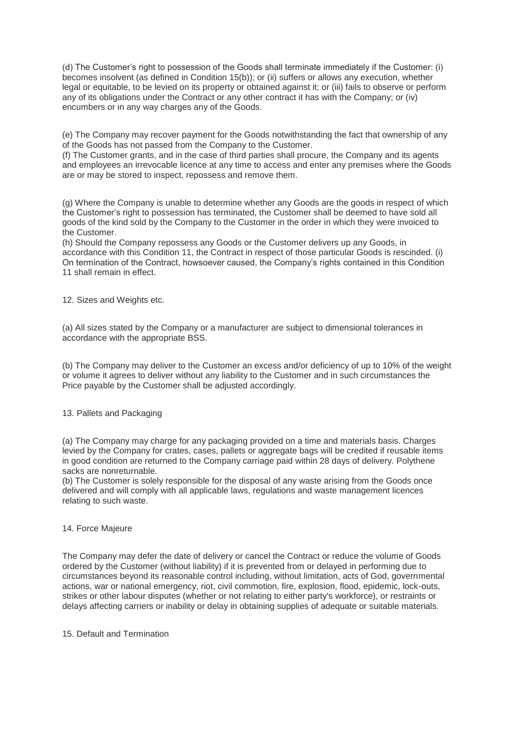(d) The Customer's right to possession of the Goods shall terminate immediately if the Customer: (i) becomes insolvent (as defined in Condition 15(b)); or (ii) suffers or allows any execution, whether legal or equitable, to be levied on its property or obtained against it; or (iii) fails to observe or perform any of its obligations under the Contract or any other contract it has with the Company; or (iv) encumbers or in any way charges any of the Goods.

(e) The Company may recover payment for the Goods notwithstanding the fact that ownership of any of the Goods has not passed from the Company to the Customer.

(f) The Customer grants, and in the case of third parties shall procure, the Company and its agents and employees an irrevocable licence at any time to access and enter any premises where the Goods are or may be stored to inspect, repossess and remove them.

(g) Where the Company is unable to determine whether any Goods are the goods in respect of which the Customer's right to possession has terminated, the Customer shall be deemed to have sold all goods of the kind sold by the Company to the Customer in the order in which they were invoiced to the Customer.

(h) Should the Company repossess any Goods or the Customer delivers up any Goods, in accordance with this Condition 11, the Contract in respect of those particular Goods is rescinded. (i) On termination of the Contract, howsoever caused, the Company's rights contained in this Condition 11 shall remain in effect.

## 12. Sizes and Weights etc.

(a) All sizes stated by the Company or a manufacturer are subject to dimensional tolerances in accordance with the appropriate BSS.

(b) The Company may deliver to the Customer an excess and/or deficiency of up to 10% of the weight or volume it agrees to deliver without any liability to the Customer and in such circumstances the Price payable by the Customer shall be adjusted accordingly.

## 13. Pallets and Packaging

(a) The Company may charge for any packaging provided on a time and materials basis. Charges levied by the Company for crates, cases, pallets or aggregate bags will be credited if reusable items in good condition are returned to the Company carriage paid within 28 days of delivery. Polythene sacks are nonreturnable.

(b) The Customer is solely responsible for the disposal of any waste arising from the Goods once delivered and will comply with all applicable laws, regulations and waste management licences relating to such waste.

## 14. Force Majeure

The Company may defer the date of delivery or cancel the Contract or reduce the volume of Goods ordered by the Customer (without liability) if it is prevented from or delayed in performing due to circumstances beyond its reasonable control including, without limitation, acts of God, governmental actions, war or national emergency, riot, civil commotion, fire, explosion, flood, epidemic, lock-outs, strikes or other labour disputes (whether or not relating to either party's workforce), or restraints or delays affecting carriers or inability or delay in obtaining supplies of adequate or suitable materials.

## 15. Default and Termination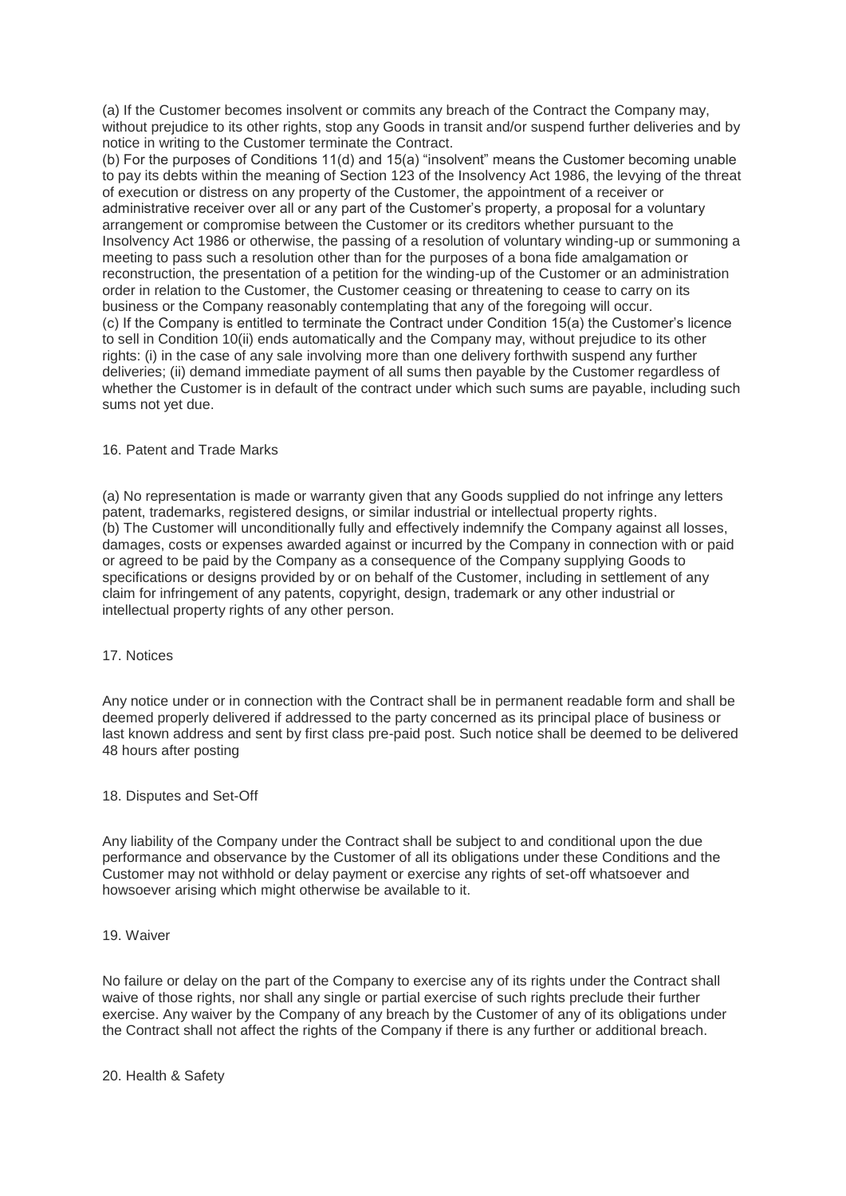(a) If the Customer becomes insolvent or commits any breach of the Contract the Company may, without prejudice to its other rights, stop any Goods in transit and/or suspend further deliveries and by notice in writing to the Customer terminate the Contract.

(b) For the purposes of Conditions 11(d) and 15(a) "insolvent" means the Customer becoming unable to pay its debts within the meaning of Section 123 of the Insolvency Act 1986, the levying of the threat of execution or distress on any property of the Customer, the appointment of a receiver or administrative receiver over all or any part of the Customer's property, a proposal for a voluntary arrangement or compromise between the Customer or its creditors whether pursuant to the Insolvency Act 1986 or otherwise, the passing of a resolution of voluntary winding-up or summoning a meeting to pass such a resolution other than for the purposes of a bona fide amalgamation or reconstruction, the presentation of a petition for the winding-up of the Customer or an administration order in relation to the Customer, the Customer ceasing or threatening to cease to carry on its business or the Company reasonably contemplating that any of the foregoing will occur.

(c) If the Company is entitled to terminate the Contract under Condition 15(a) the Customer's licence to sell in Condition 10(ii) ends automatically and the Company may, without prejudice to its other rights: (i) in the case of any sale involving more than one delivery forthwith suspend any further deliveries; (ii) demand immediate payment of all sums then payable by the Customer regardless of whether the Customer is in default of the contract under which such sums are payable, including such sums not yet due.

## 16. Patent and Trade Marks

(a) No representation is made or warranty given that any Goods supplied do not infringe any letters patent, trademarks, registered designs, or similar industrial or intellectual property rights.

(b) The Customer will unconditionally fully and effectively indemnify the Company against all losses, damages, costs or expenses awarded against or incurred by the Company in connection with or paid or agreed to be paid by the Company as a consequence of the Company supplying Goods to specifications or designs provided by or on behalf of the Customer, including in settlement of any claim for infringement of any patents, copyright, design, trademark or any other industrial or intellectual property rights of any other person.

## 17. Notices

Any notice under or in connection with the Contract shall be in permanent readable form and shall be deemed properly delivered if addressed to the party concerned as its principal place of business or last known address and sent by first class pre-paid post. Such notice shall be deemed to be delivered 48 hours after posting

## 18. Disputes and Set-Off

Any liability of the Company under the Contract shall be subject to and conditional upon the due performance and observance by the Customer of all its obligations under these Conditions and the Customer may not withhold or delay payment or exercise any rights of set-off whatsoever and howsoever arising which might otherwise be available to it.

## 19. Waiver

No failure or delay on the part of the Company to exercise any of its rights under the Contract shall waive of those rights, nor shall any single or partial exercise of such rights preclude their further exercise. Any waiver by the Company of any breach by the Customer of any of its obligations under the Contract shall not affect the rights of the Company if there is any further or additional breach.

## 20. Health & Safety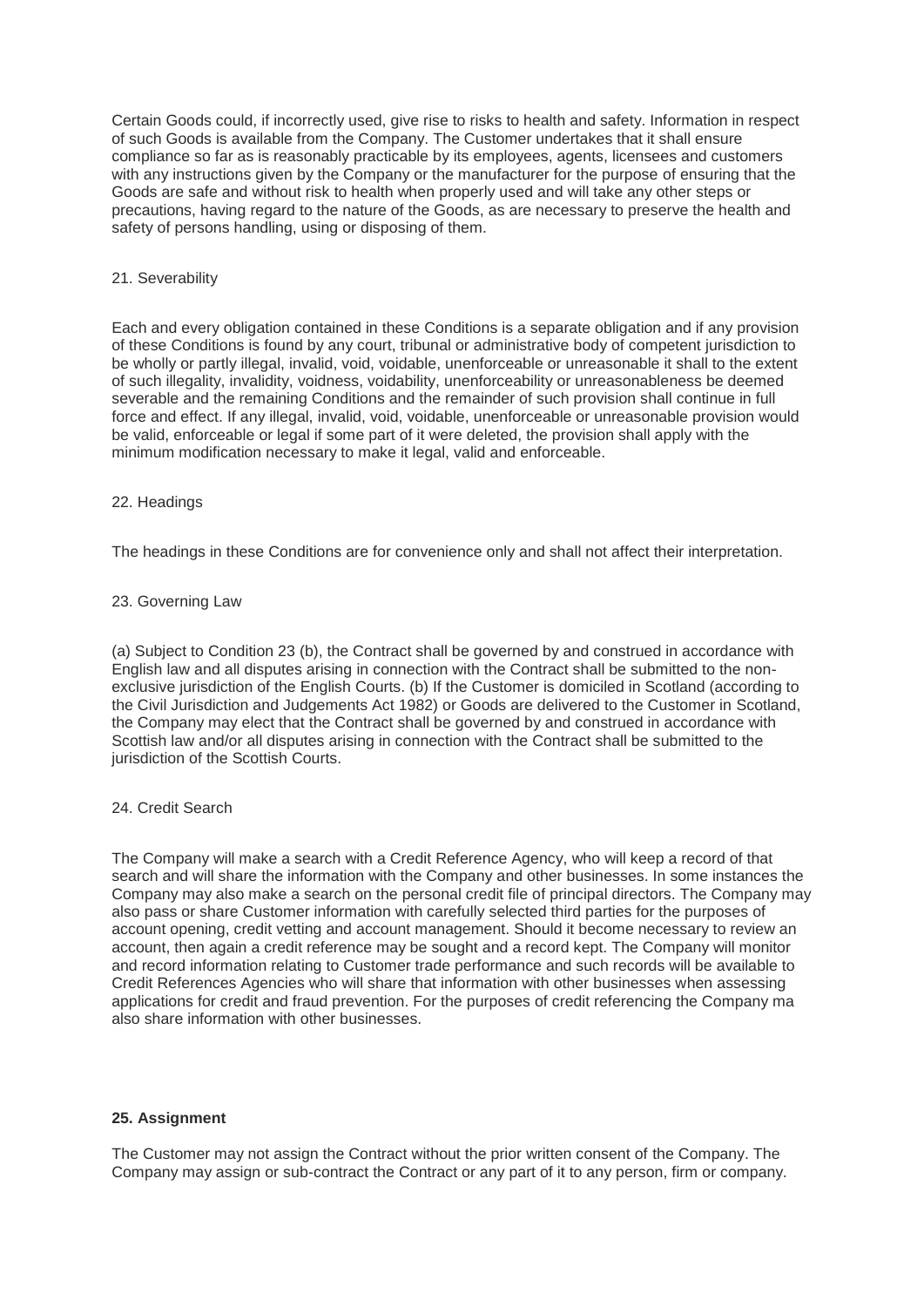Certain Goods could, if incorrectly used, give rise to risks to health and safety. Information in respect of such Goods is available from the Company. The Customer undertakes that it shall ensure compliance so far as is reasonably practicable by its employees, agents, licensees and customers with any instructions given by the Company or the manufacturer for the purpose of ensuring that the Goods are safe and without risk to health when properly used and will take any other steps or precautions, having regard to the nature of the Goods, as are necessary to preserve the health and safety of persons handling, using or disposing of them.

21. Severability

Each and every obligation contained in these Conditions is a separate obligation and if any provision of these Conditions is found by any court, tribunal or administrative body of competent jurisdiction to be wholly or partly illegal, invalid, void, voidable, unenforceable or unreasonable it shall to the extent of such illegality, invalidity, voidness, voidability, unenforceability or unreasonableness be deemed severable and the remaining Conditions and the remainder of such provision shall continue in full force and effect. If any illegal, invalid, void, voidable, unenforceable or unreasonable provision would be valid, enforceable or legal if some part of it were deleted, the provision shall apply with the minimum modification necessary to make it legal, valid and enforceable.

22. Headings

The headings in these Conditions are for convenience only and shall not affect their interpretation.

23. Governing Law

(a) Subject to Condition 23 (b), the Contract shall be governed by and construed in accordance with English law and all disputes arising in connection with the Contract shall be submitted to the non-exclusive jurisdiction of the English Courts. (b) If the Customer is domiciled in Scotland (according to the Civil Jurisdiction and Judgements Act 1982) or Goods are delivered to the Customer in Scotland, the Company may elect that the Contract shall be governed by and construed in accordance with Scottish law and/or all disputes arising in connection with the Contract shall be submitted to the jurisdiction of the Scottish Courts.

24. Credit Search

The Company will make a search with a Credit Reference Agency, who will keep a record of that search and will share the information with the Company and other businesses. In some instances the Company may also make a search on the personal credit file of principal directors. The Company may also pass or share Customer information with carefully selected third parties for the purposes of account opening, credit vetting and account management. Should it become necessary to review an account, then again a credit reference may be sought and a record kept. The Company will monitor and record information relating to Customer trade performance and such records will be available to Credit References Agencies who will share that information with other businesses when assessing applications for credit and fraud prevention. For the purposes of credit referencing the Company ma also share information with other businesses.

**25. Assignment**

The Customer may not assign the Contract without the prior written consent of the Company. The Company may assign or sub-contract the Contract or any part of it to any person, firm or company.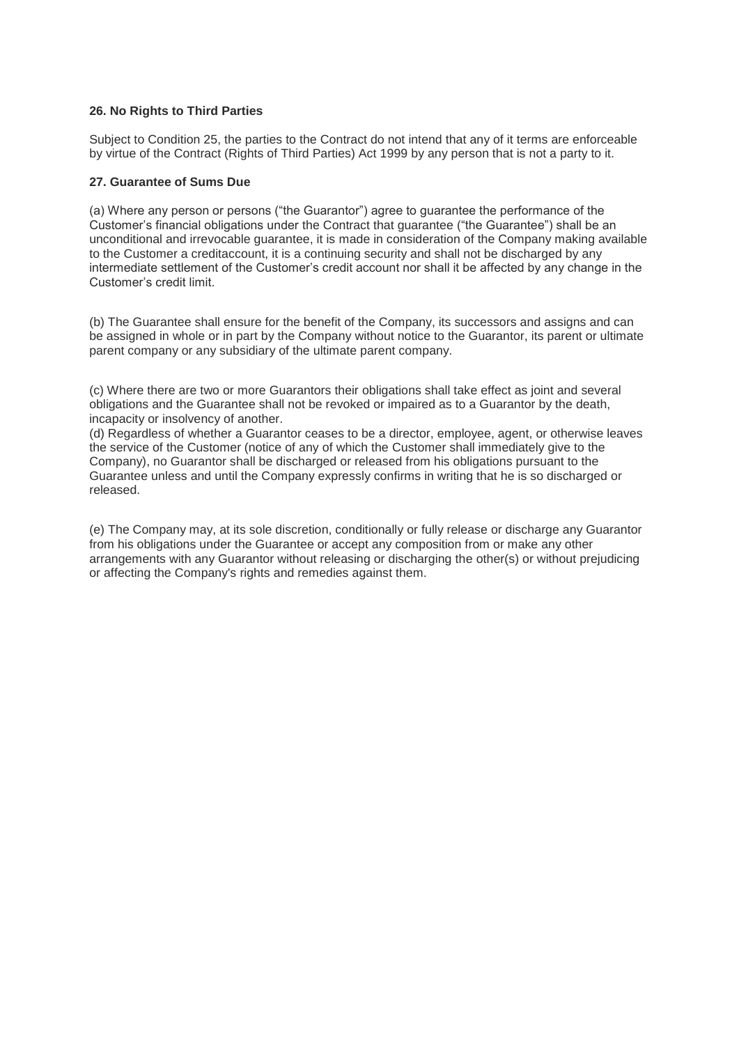### 26. No Rights to Third Parties

Subject to Condition 25, the parties to the Contract do not intend that any of it terms are enforceable by virtue of the Contract (Rights of Third Parties) Act 1999 by any person that is not a party to it.

### 27. Guarantee of Sums Due

(a) Where any person or persons ("the Guarantor") agree to guarantee the performance of the Customer's financial obligations under the Contract that guarantee ("the Guarantee") shall be an unconditional and irrevocable guarantee, it is made in consideration of the Company making available to the Customer a creditaccount, it is a continuing security and shall not be discharged by any intermediate settlement of the Customer's credit account nor shall it be affected by any change in the Customer's credit limit.

(b) The Guarantee shall ensure for the benefit of the Company, its successors and assigns and can be assigned in whole or in part by the Company without notice to the Guarantor, its parent or ultimate parent company or any subsidiary of the ultimate parent company.

(c) Where there are two or more Guarantors their obligations shall take effect as joint and several obligations and the Guarantee shall not be revoked or impaired as to a Guarantor by the death, incapacity or insolvency of another.

(d) Regardless of whether a Guarantor ceases to be a director, employee, agent, or otherwise leaves the service of the Customer (notice of any of which the Customer shall immediately give to the Company), no Guarantor shall be discharged or released from his obligations pursuant to the Guarantee unless and until the Company expressly confirms in writing that he is so discharged or released.

(e) The Company may, at its sole discretion, conditionally or fully release or discharge any Guarantor from his obligations under the Guarantee or accept any composition from or make any other arrangements with any Guarantor without releasing or discharging the other(s) or without prejudicing or affecting the Company's rights and remedies against them.